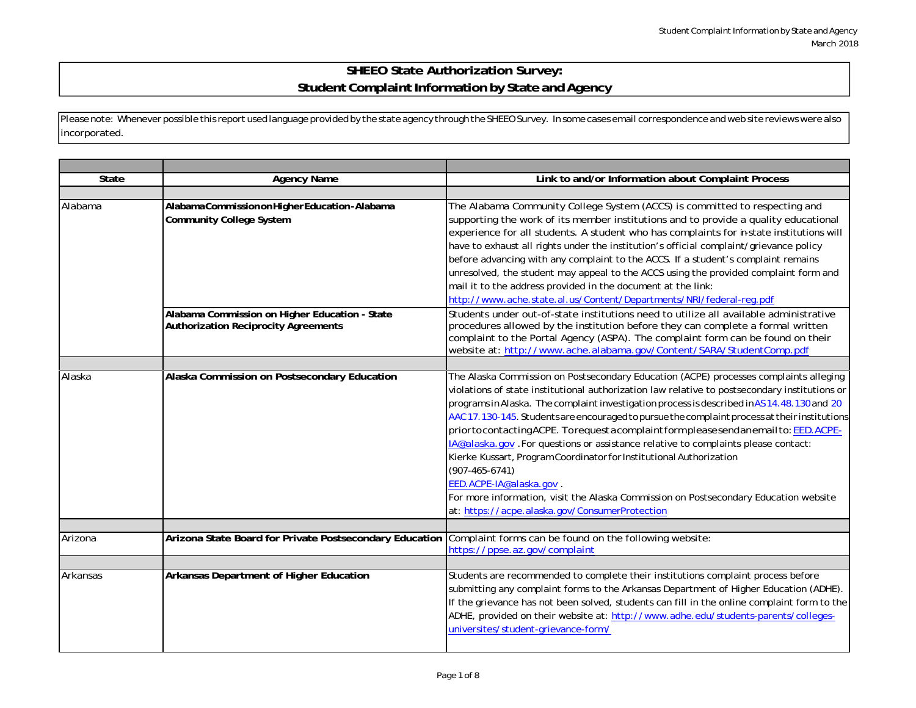# SHEEO State Authorization Survey: Student Complaint Information by State and Agency

Please note: Whenever possible this report used language provided by the state agency through the SHEEO Survey. In some cases email correspondence and web site reviews were also incorporated.

| State | Agency Name | Link to and/or Information about Complaint Process |
|---|---|---|
| Alabama | **Alabama Commission on Higher Education - Alabama Community College System** | The Alabama Community College System (ACCS) is committed to respecting and supporting the work of its member institutions and to provide a quality educational experience for all students. A student who has complaints for in-state institutions will have to exhaust all rights under the institution's official complaint/grievance policy before advancing with any complaint to the ACCS. If a student's complaint remains unresolved, the student may appeal to the ACCS using the provided complaint form and mail it to the address provided in the document at the link: http://www.ache.state.al.us/Content/Departments/NRI/federal-reg.pdf |
| | **Alabama Commission on Higher Education - State Authorization Reciprocity Agreements** | Students under out-of-state institutions need to utilize all available administrative procedures allowed by the institution before they can complete a formal written complaint to the Portal Agency (ASPA). The complaint form can be found on their website at: http://www.ache.alabama.gov/Content/SARA/StudentComp.pdf |
| Alaska | **Alaska Commission on Postsecondary Education** | The Alaska Commission on Postsecondary Education (ACPE) processes complaints alleging violations of state institutional authorization law relative to postsecondary institutions or programs in Alaska. The complaint investigation process is described in AS 14.48.130 and 20 AAC 17.130-145. Students are encouraged to pursue the complaint process at their institutions prior to contacting ACPE. To request a complaint form please send an email to: EED.ACPE-IA@alaska.gov . For questions or assistance relative to complaints please contact: Kierke Kussart, Program Coordinator for Institutional Authorization (907-465-6741) EED.ACPE-IA@alaska.gov . For more information, visit the Alaska Commission on Postsecondary Education website at: https://acpe.alaska.gov/ConsumerProtection |
| Arizona | **Arizona State Board for Private Postsecondary Education** | Complaint forms can be found on the following website: https://ppse.az.gov/complaint |
| Arkansas | **Arkansas Department of Higher Education** | Students are recommended to complete their institutions complaint process before submitting any complaint forms to the Arkansas Department of Higher Education (ADHE). If the grievance has not been solved, students can fill in the online complaint form to the ADHE, provided on their website at: http://www.adhe.edu/students-parents/colleges-universites/student-grievance-form/ |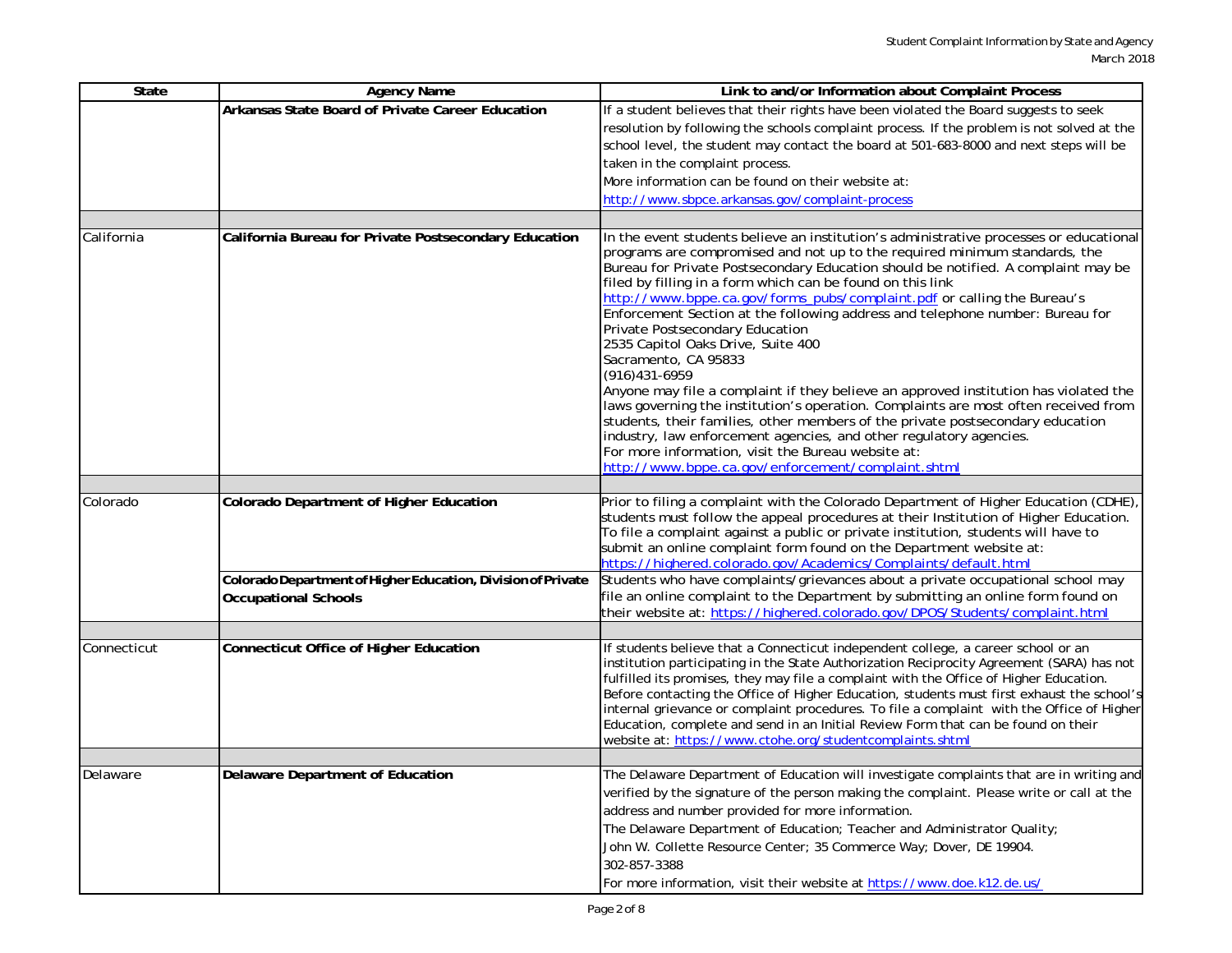| State | Agency Name | Link to and/or Information about Complaint Process |
|---|---|---|
| | **Arkansas State Board of Private Career Education** | If a student believes that their rights have been violated the Board suggests to seek resolution by following the schools complaint process. If the problem is not solved at the school level, the student may contact the board at 501-683-8000 and next steps will be taken in the complaint process. More information can be found on their website at: http://www.sbpce.arkansas.gov/complaint-process |
| | | |
| California | **California Bureau for Private Postsecondary Education** | In the event students believe an institution's administrative processes or educational programs are compromised and not up to the required minimum standards, the Bureau for Private Postsecondary Education should be notified. A complaint may be filed by filling in a form which can be found on this link http://www.bppe.ca.gov/forms_pubs/complaint.pdf or calling the Bureau's Enforcement Section at the following address and telephone number: Bureau for Private Postsecondary Education 2535 Capitol Oaks Drive, Suite 400 Sacramento, CA 95833 (916)431-6959 Anyone may file a complaint if they believe an approved institution has violated the laws governing the institution's operation. Complaints are most often received from students, their families, other members of the private postsecondary education industry, law enforcement agencies, and other regulatory agencies. For more information, visit the Bureau website at: http://www.bppe.ca.gov/enforcement/complaint.shtml |
| | | |
| Colorado | **Colorado Department of Higher Education** | Prior to filing a complaint with the Colorado Department of Higher Education (CDHE), students must follow the appeal procedures at their Institution of Higher Education. To file a complaint against a public or private institution, students will have to submit an online complaint form found on the Department website at: https://highered.colorado.gov/Academics/Complaints/default.html |
| | **Colorado Department of Higher Education, Division of Private Occupational Schools** | Students who have complaints/grievances about a private occupational school may file an online complaint to the Department by submitting an online form found on their website at: https://highered.colorado.gov/DPOS/Students/complaint.html |
| | | |
| Connecticut | **Connecticut Office of Higher Education** | If students believe that a Connecticut independent college, a career school or an institution participating in the State Authorization Reciprocity Agreement (SARA) has not fulfilled its promises, they may file a complaint with the Office of Higher Education. Before contacting the Office of Higher Education, students must first exhaust the school's internal grievance or complaint procedures. To file a complaint with the Office of Higher Education, complete and send in an Initial Review Form that can be found on their website at: https://www.ctohe.org/studentcomplaints.shtml |
| | | |
| Delaware | **Delaware Department of Education** | The Delaware Department of Education will investigate complaints that are in writing and verified by the signature of the person making the complaint. Please write or call at the address and number provided for more information. The Delaware Department of Education; Teacher and Administrator Quality; John W. Collette Resource Center; 35 Commerce Way; Dover, DE 19904. 302-857-3388 For more information, visit their website at https://www.doe.k12.de.us/ |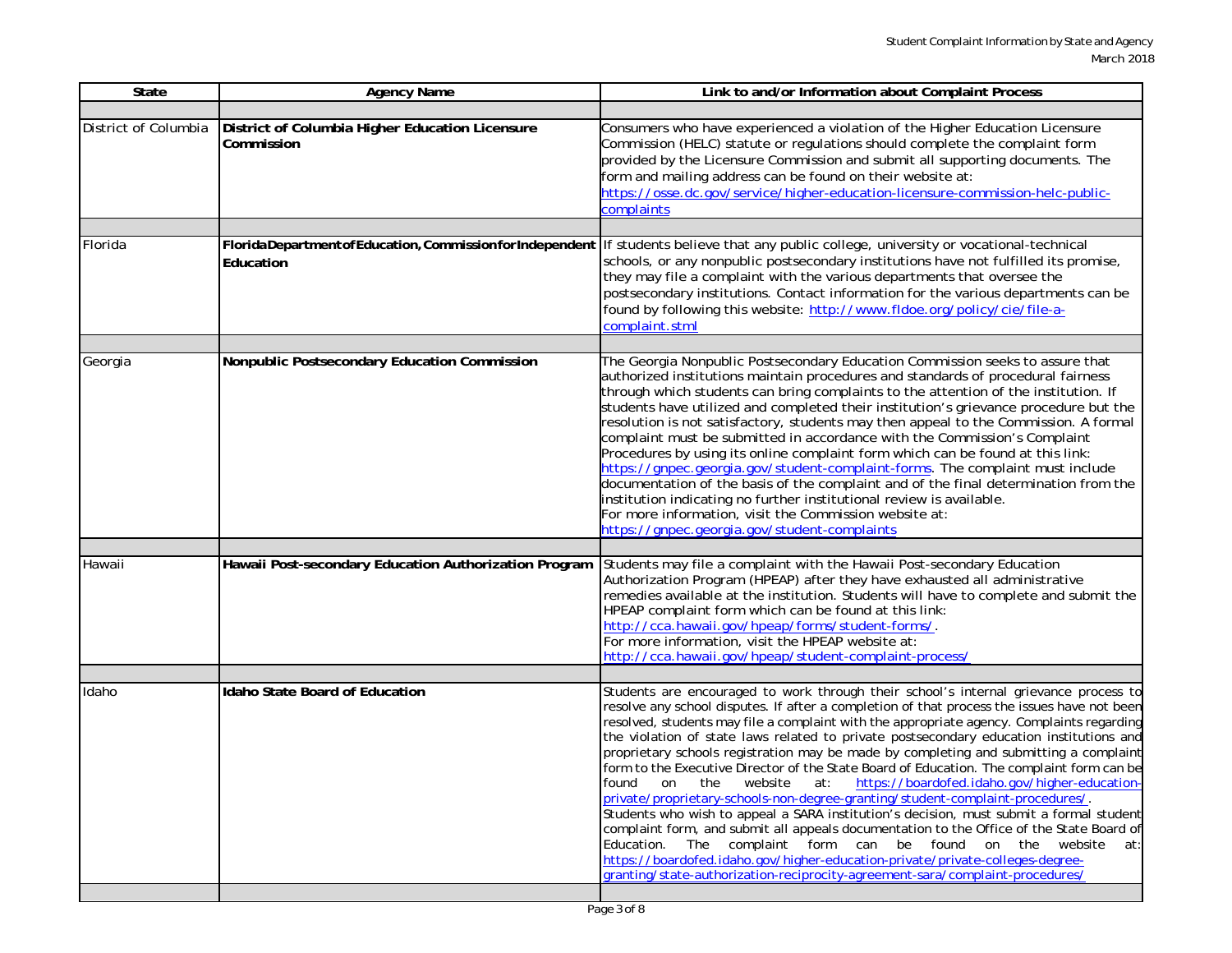| State | Agency Name | Link to and/or Information about Complaint Process |
|---|---|---|
| District of Columbia | **District of Columbia Higher Education Licensure Commission** | Consumers who have experienced a violation of the Higher Education Licensure Commission (HELC) statute or regulations should complete the complaint form provided by the Licensure Commission and submit all supporting documents. The form and mailing address can be found on their website at: https://osse.dc.gov/service/higher-education-licensure-commission-helc-public-complaints |
| Florida | **Florida Department of Education, Commission for Independent Education** | If students believe that any public college, university or vocational-technical schools, or any nonpublic postsecondary institutions have not fulfilled its promise, they may file a complaint with the various departments that oversee the postsecondary institutions. Contact information for the various departments can be found by following this website: http://www.fldoe.org/policy/cie/file-a-complaint.stml |
| Georgia | **Nonpublic Postsecondary Education Commission** | The Georgia Nonpublic Postsecondary Education Commission seeks to assure that authorized institutions maintain procedures and standards of procedural fairness through which students can bring complaints to the attention of the institution. If students have utilized and completed their institution's grievance procedure but the resolution is not satisfactory, students may then appeal to the Commission. A formal complaint must be submitted in accordance with the Commission's Complaint Procedures by using its online complaint form which can be found at this link: https://gnpec.georgia.gov/student-complaint-forms. The complaint must include documentation of the basis of the complaint and of the final determination from the institution indicating no further institutional review is available. For more information, visit the Commission website at: https://gnpec.georgia.gov/student-complaints |
| Hawaii | **Hawaii Post-secondary Education Authorization Program** | Students may file a complaint with the Hawaii Post-secondary Education Authorization Program (HPEAP) after they have exhausted all administrative remedies available at the institution. Students will have to complete and submit the HPEAP complaint form which can be found at this link: http://cca.hawaii.gov/hpeap/forms/student-forms/. For more information, visit the HPEAP website at: http://cca.hawaii.gov/hpeap/student-complaint-process/ |
| Idaho | **Idaho State Board of Education** | Students are encouraged to work through their school's internal grievance process to resolve any school disputes. If after a completion of that process the issues have not been resolved, students may file a complaint with the appropriate agency. Complaints regarding the violation of state laws related to private postsecondary education institutions and proprietary schools registration may be made by completing and submitting a complaint form to the Executive Director of the State Board of Education. The complaint form can be found on the website at: https://boardofed.idaho.gov/higher-education-private/proprietary-schools-non-degree-granting/student-complaint-procedures/. Students who wish to appeal a SARA institution's decision, must submit a formal student complaint form, and submit all appeals documentation to the Office of the State Board of Education. The complaint form can be found on the website at: https://boardofed.idaho.gov/higher-education-private/private-colleges-degree-granting/state-authorization-reciprocity-agreement-sara/complaint-procedures/ |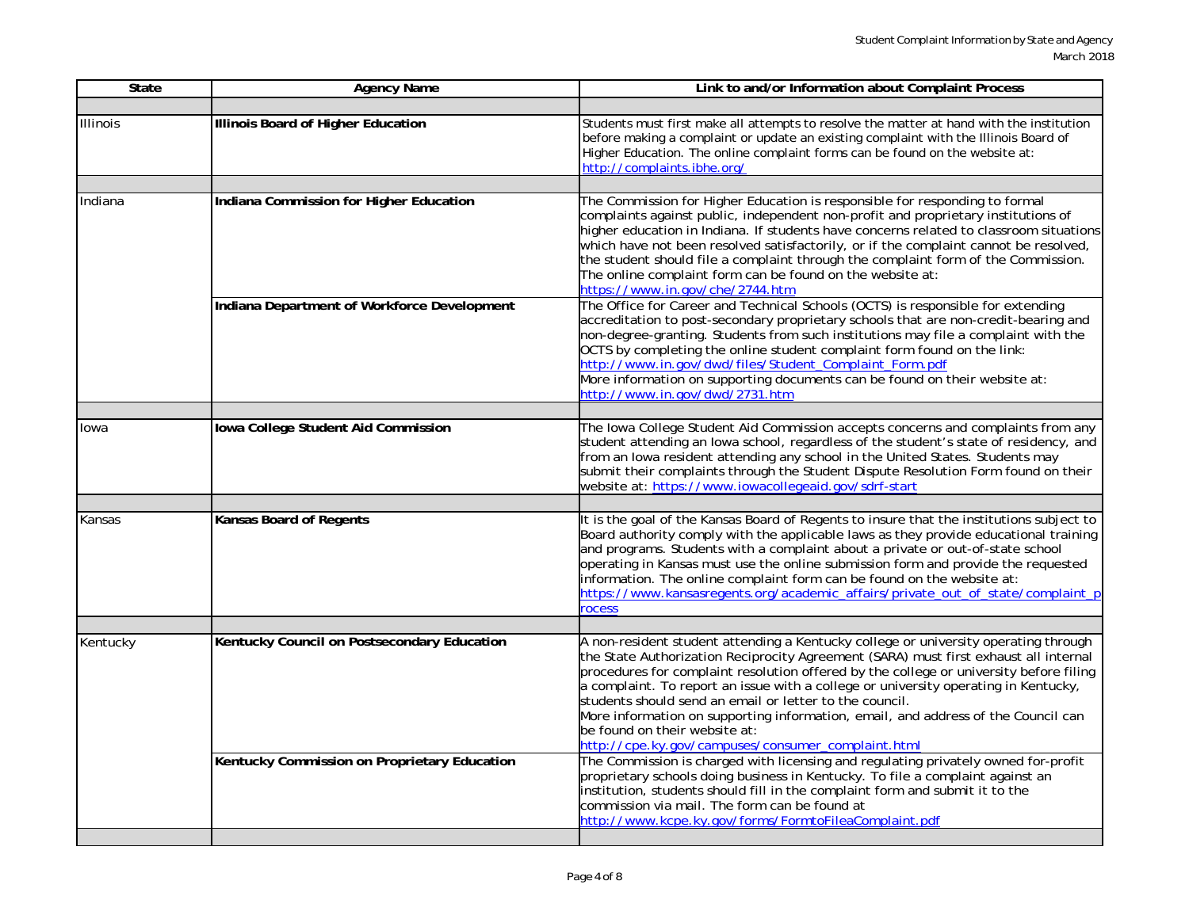| State | Agency Name | Link to and/or Information about Complaint Process |
| --- | --- | --- |
| | | |
| Illinois | **Illinois Board of Higher Education** | Students must first make all attempts to resolve the matter at hand with the institution before making a complaint or update an existing complaint with the Illinois Board of Higher Education. The online complaint forms can be found on the website at: http://complaints.ibhe.org/ |
| | | |
| Indiana | **Indiana Commission for Higher Education** | The Commission for Higher Education is responsible for responding to formal complaints against public, independent non-profit and proprietary institutions of higher education in Indiana. If students have concerns related to classroom situations which have not been resolved satisfactorily, or if the complaint cannot be resolved, the student should file a complaint through the complaint form of the Commission. The online complaint form can be found on the website at: https://www.in.gov/che/2744.htm |
| | **Indiana Department of Workforce Development** | The Office for Career and Technical Schools (OCTS) is responsible for extending accreditation to post-secondary proprietary schools that are non-credit-bearing and non-degree-granting. Students from such institutions may file a complaint with the OCTS by completing the online student complaint form found on the link: http://www.in.gov/dwd/files/Student_Complaint_Form.pdf More information on supporting documents can be found on their website at: http://www.in.gov/dwd/2731.htm |
| | | |
| Iowa | **Iowa College Student Aid Commission** | The Iowa College Student Aid Commission accepts concerns and complaints from any student attending an Iowa school, regardless of the student's state of residency, and from an Iowa resident attending any school in the United States. Students may submit their complaints through the Student Dispute Resolution Form found on their website at: https://www.iowacollegeaid.gov/sdrf-start |
| | | |
| Kansas | **Kansas Board of Regents** | It is the goal of the Kansas Board of Regents to insure that the institutions subject to Board authority comply with the applicable laws as they provide educational training and programs. Students with a complaint about a private or out-of-state school operating in Kansas must use the online submission form and provide the requested information. The online complaint form can be found on the website at: https://www.kansasregents.org/academic_affairs/private_out_of_state/complaint_process |
| | | |
| Kentucky | **Kentucky Council on Postsecondary Education** | A non-resident student attending a Kentucky college or university operating through the State Authorization Reciprocity Agreement (SARA) must first exhaust all internal procedures for complaint resolution offered by the college or university before filing a complaint. To report an issue with a college or university operating in Kentucky, students should send an email or letter to the council. More information on supporting information, email, and address of the Council can be found on their website at: http://cpe.ky.gov/campuses/consumer_complaint.html |
| | **Kentucky Commission on Proprietary Education** | The Commission is charged with licensing and regulating privately owned for-profit proprietary schools doing business in Kentucky. To file a complaint against an institution, students should fill in the complaint form and submit it to the commission via mail. The form can be found at http://www.kcpe.ky.gov/forms/FormtoFileaComplaint.pdf |
| | | |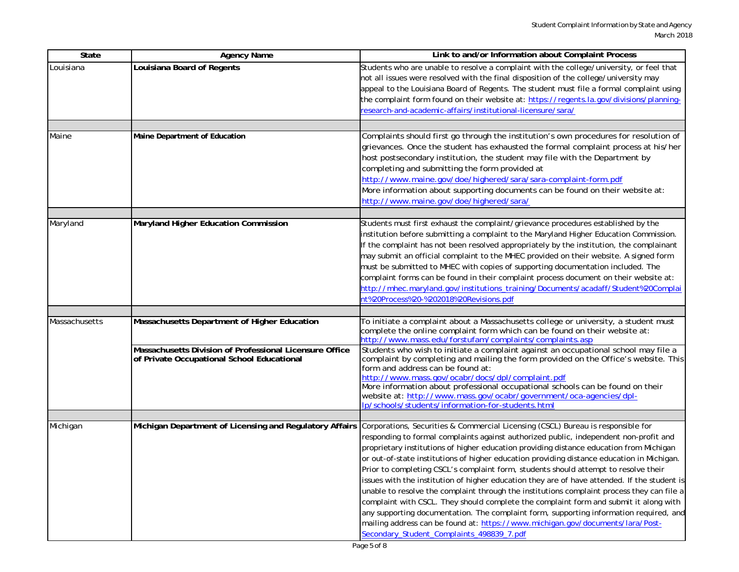| State | Agency Name | Link to and/or Information about Complaint Process |
|---|---|---|
| Louisiana | **Louisiana Board of Regents** | Students who are unable to resolve a complaint with the college/university, or feel that not all issues were resolved with the final disposition of the college/university may appeal to the Louisiana Board of Regents. The student must file a formal complaint using the complaint form found on their website at: https://regents.la.gov/divisions/planning-research-and-academic-affairs/institutional-licensure/sara/ |
| | | |
| Maine | **Maine Department of Education** | Complaints should first go through the institution's own procedures for resolution of grievances. Once the student has exhausted the formal complaint process at his/her host postsecondary institution, the student may file with the Department by completing and submitting the form provided at http://www.maine.gov/doe/highered/sara/sara-complaint-form.pdf More information about supporting documents can be found on their website at: http://www.maine.gov/doe/highered/sara/ |
| | | |
| Maryland | **Maryland Higher Education Commission** | Students must first exhaust the complaint/grievance procedures established by the institution before submitting a complaint to the Maryland Higher Education Commission. If the complaint has not been resolved appropriately by the institution, the complainant may submit an official complaint to the MHEC provided on their website. A signed form must be submitted to MHEC with copies of supporting documentation included. The complaint forms can be found in their complaint process document on their website at: http://mhec.maryland.gov/institutions_training/Documents/acadaff/Student%20Complaint%20Process%20-%202018%20Revisions.pdf |
| | | |
| Massachusetts | **Massachusetts Department of Higher Education** | To initiate a complaint about a Massachusetts college or university, a student must complete the online complaint form which can be found on their website at: http://www.mass.edu/forstufam/complaints/complaints.asp |
| | **Massachusetts Division of Professional Licensure Office of Private Occupational School Educational** | Students who wish to initiate a complaint against an occupational school may file a complaint by completing and mailing the form provided on the Office's website. This form and address can be found at: http://www.mass.gov/ocabr/docs/dpl/complaint.pdf More information about professional occupational schools can be found on their website at: http://www.mass.gov/ocabr/government/oca-agencies/dpl-lp/schools/students/information-for-students.html |
| | | |
| Michigan | **Michigan Department of Licensing and Regulatory Affairs** | Corporations, Securities & Commercial Licensing (CSCL) Bureau is responsible for responding to formal complaints against authorized public, independent non-profit and proprietary institutions of higher education providing distance education from Michigan or out-of-state institutions of higher education providing distance education in Michigan. Prior to completing CSCL's complaint form, students should attempt to resolve their issues with the institution of higher education they are of have attended. If the student is unable to resolve the complaint through the institutions complaint process they can file a complaint with CSCL. They should complete the complaint form and submit it along with any supporting documentation. The complaint form, supporting information required, and mailing address can be found at: https://www.michigan.gov/documents/lara/Post-Secondary_Student_Complaints_498839_7.pdf |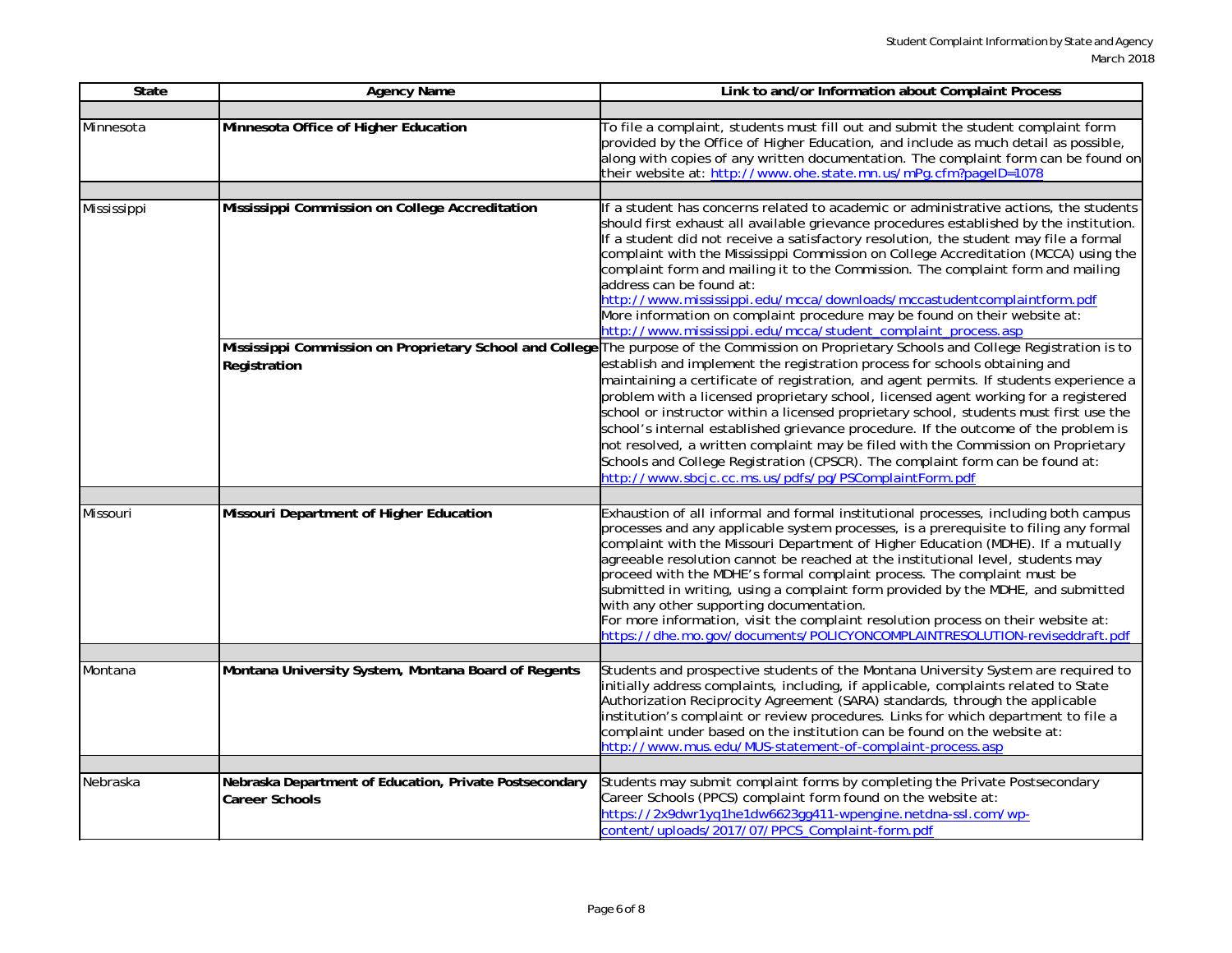| State | Agency Name | Link to and/or Information about Complaint Process |
|---|---|---|
| | | |
| Minnesota | **Minnesota Office of Higher Education** | To file a complaint, students must fill out and submit the student complaint form provided by the Office of Higher Education, and include as much detail as possible, along with copies of any written documentation. The complaint form can be found on their website at: http://www.ohe.state.mn.us/mPg.cfm?pageID=1078 |
| | | |
| Mississippi | **Mississippi Commission on College Accreditation** | If a student has concerns related to academic or administrative actions, the students should first exhaust all available grievance procedures established by the institution. If a student did not receive a satisfactory resolution, the student may file a formal complaint with the Mississippi Commission on College Accreditation (MCCA) using the complaint form and mailing it to the Commission. The complaint form and mailing address can be found at: http://www.mississippi.edu/mcca/downloads/mccastudentcomplaintform.pdf More information on complaint procedure may be found on their website at: http://www.mississippi.edu/mcca/student_complaint_process.asp |
| | **Mississippi Commission on Proprietary School and College Registration** | The purpose of the Commission on Proprietary Schools and College Registration is to establish and implement the registration process for schools obtaining and maintaining a certificate of registration, and agent permits. If students experience a problem with a licensed proprietary school, licensed agent working for a registered school or instructor within a licensed proprietary school, students must first use the school's internal established grievance procedure. If the outcome of the problem is not resolved, a written complaint may be filed with the Commission on Proprietary Schools and College Registration (CPSCR). The complaint form can be found at: http://www.sbcjc.cc.ms.us/pdfs/pg/PSComplaintForm.pdf |
| | | |
| Missouri | **Missouri Department of Higher Education** | Exhaustion of all informal and formal institutional processes, including both campus processes and any applicable system processes, is a prerequisite to filing any formal complaint with the Missouri Department of Higher Education (MDHE). If a mutually agreeable resolution cannot be reached at the institutional level, students may proceed with the MDHE's formal complaint process. The complaint must be submitted in writing, using a complaint form provided by the MDHE, and submitted with any other supporting documentation. For more information, visit the complaint resolution process on their website at: https://dhe.mo.gov/documents/POLICYONCOMPLAINTRESOLUTION-reviseddraft.pdf |
| | | |
| Montana | **Montana University System, Montana Board of Regents** | Students and prospective students of the Montana University System are required to initially address complaints, including, if applicable, complaints related to State Authorization Reciprocity Agreement (SARA) standards, through the applicable institution's complaint or review procedures. Links for which department to file a complaint under based on the institution can be found on the website at: http://www.mus.edu/MUS-statement-of-complaint-process.asp |
| | | |
| Nebraska | **Nebraska Department of Education, Private Postsecondary Career Schools** | Students may submit complaint forms by completing the Private Postsecondary Career Schools (PPCS) complaint form found on the website at: https://2x9dwr1yq1he1dw6623gg411-wpengine.netdna-ssl.com/wp-content/uploads/2017/07/PPCS_Complaint-form.pdf |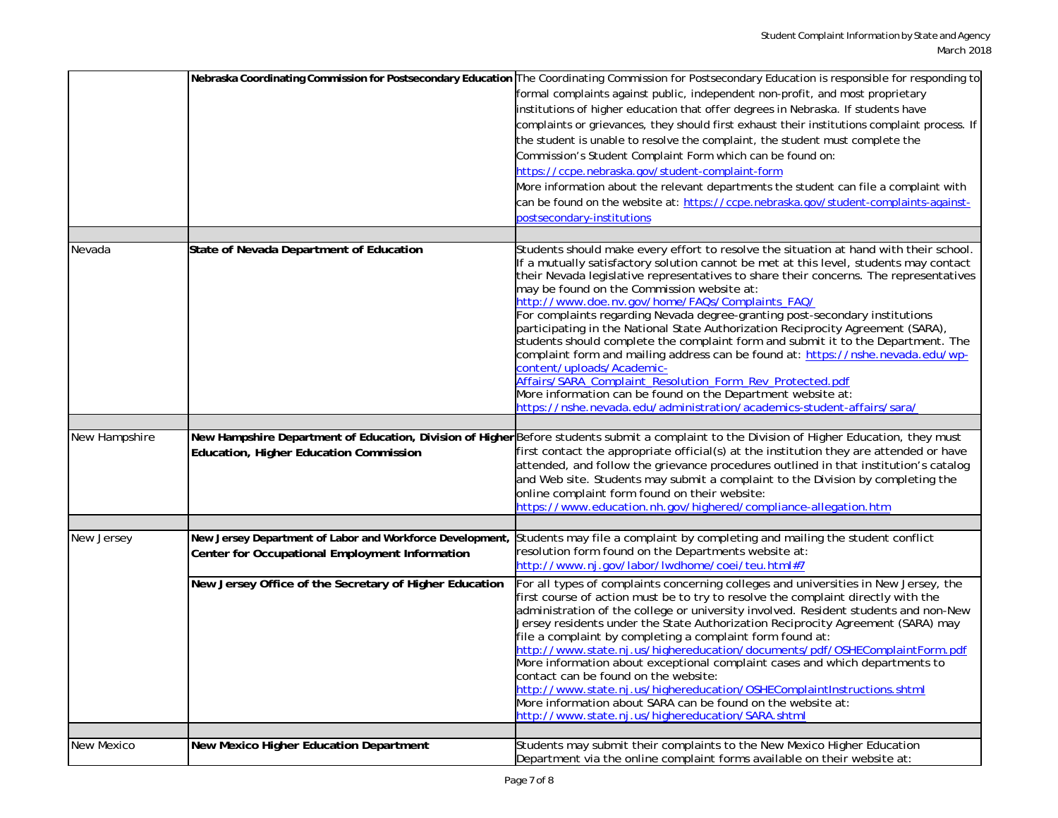| | | |
|---|---|---|
| | **Nebraska Coordinating Commission for Postsecondary Education** | The Coordinating Commission for Postsecondary Education is responsible for responding to formal complaints against public, independent non-profit, and most proprietary institutions of higher education that offer degrees in Nebraska. If students have complaints or grievances, they should first exhaust their institutions complaint process. If the student is unable to resolve the complaint, the student must complete the Commission's Student Complaint Form which can be found on: https://ccpe.nebraska.gov/student-complaint-form More information about the relevant departments the student can file a complaint with can be found on the website at: https://ccpe.nebraska.gov/student-complaints-against-postsecondary-institutions |
| | | |
| Nevada | **State of Nevada Department of Education** | Students should make every effort to resolve the situation at hand with their school. If a mutually satisfactory solution cannot be met at this level, students may contact their Nevada legislative representatives to share their concerns. The representatives may be found on the Commission website at: http://www.doe.nv.gov/home/FAQs/Complaints_FAQ/ For complaints regarding Nevada degree-granting post-secondary institutions participating in the National State Authorization Reciprocity Agreement (SARA), students should complete the complaint form and submit it to the Department. The complaint form and mailing address can be found at: https://nshe.nevada.edu/wp-content/uploads/Academic-Affairs/SARA_Complaint_Resolution_Form_Rev_Protected.pdf More information can be found on the Department website at: https://nshe.nevada.edu/administration/academics-student-affairs/sara/ |
| | | |
| New Hampshire | **New Hampshire Department of Education, Division of Higher Education, Higher Education Commission** | Before students submit a complaint to the Division of Higher Education, they must first contact the appropriate official(s) at the institution they are attended or have attended, and follow the grievance procedures outlined in that institution's catalog and Web site. Students may submit a complaint to the Division by completing the online complaint form found on their website: https://www.education.nh.gov/highered/compliance-allegation.htm |
| | | |
| New Jersey | **New Jersey Department of Labor and Workforce Development, Center for Occupational Employment Information** | Students may file a complaint by completing and mailing the student conflict resolution form found on the Departments website at: http://www.nj.gov/labor/lwdhome/coei/teu.html#7 |
| | **New Jersey Office of the Secretary of Higher Education** | For all types of complaints concerning colleges and universities in New Jersey, the first course of action must be to try to resolve the complaint directly with the administration of the college or university involved. Resident students and non-New Jersey residents under the State Authorization Reciprocity Agreement (SARA) may file a complaint by completing a complaint form found at: http://www.state.nj.us/highereducation/documents/pdf/OSHEComplaintForm.pdf More information about exceptional complaint cases and which departments to contact can be found on the website: http://www.state.nj.us/highereducation/OSHEComplaintInstructions.shtml More information about SARA can be found on the website at: http://www.state.nj.us/highereducation/SARA.shtml |
| | | |
| New Mexico | **New Mexico Higher Education Department** | Students may submit their complaints to the New Mexico Higher Education Department via the online complaint forms available on their website at: |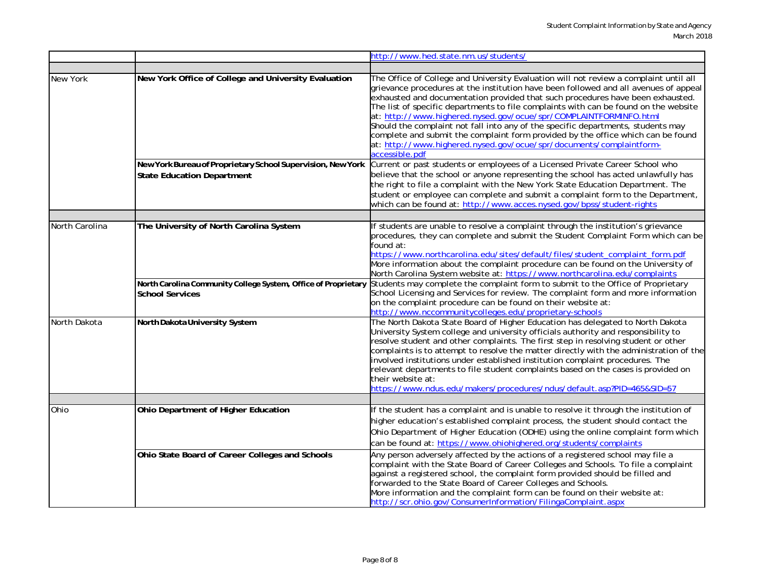| | | |
|---|---|---|
| | | http://www.hed.state.nm.us/students/ |
| | | |
| New York | **New York Office of College and University Evaluation** | The Office of College and University Evaluation will not review a complaint until all grievance procedures at the institution have been followed and all avenues of appeal exhausted and documentation provided that such procedures have been exhausted. The list of specific departments to file complaints with can be found on the website at: http://www.highered.nysed.gov/ocue/spr/COMPLAINTFORMINFO.html Should the complaint not fall into any of the specific departments, students may complete and submit the complaint form provided by the office which can be found at: http://www.highered.nysed.gov/ocue/spr/documents/complaintform-accessible.pdf |
| | **New York Bureau of Proprietary School Supervision, New York State Education Department** | Current or past students or employees of a Licensed Private Career School who believe that the school or anyone representing the school has acted unlawfully has the right to file a complaint with the New York State Education Department. The student or employee can complete and submit a complaint form to the Department, which can be found at: http://www.acces.nysed.gov/bpss/student-rights |
| | | |
| North Carolina | **The University of North Carolina System** | If students are unable to resolve a complaint through the institution's grievance procedures, they can complete and submit the Student Complaint Form which can be found at: https://www.northcarolina.edu/sites/default/files/student_complaint_form.pdf More information about the complaint procedure can be found on the University of North Carolina System website at: https://www.northcarolina.edu/complaints |
| | **North Carolina Community College System, Office of Proprietary School Services** | Students may complete the complaint form to submit to the Office of Proprietary School Licensing and Services for review. The complaint form and more information on the complaint procedure can be found on their website at: http://www.nccommunitycolleges.edu/proprietary-schools |
| North Dakota | **North Dakota University System** | The North Dakota State Board of Higher Education has delegated to North Dakota University System college and university officials authority and responsibility to resolve student and other complaints. The first step in resolving student or other complaints is to attempt to resolve the matter directly with the administration of the involved institutions under established institution complaint procedures. The relevant departments to file student complaints based on the cases is provided on their website at: https://www.ndus.edu/makers/procedures/ndus/default.asp?PID=465&SID=57 |
| | | |
| Ohio | **Ohio Department of Higher Education** | If the student has a complaint and is unable to resolve it through the institution of higher education's established complaint process, the student should contact the Ohio Department of Higher Education (ODHE) using the online complaint form which can be found at: https://www.ohiohighered.org/students/complaints |
| | **Ohio State Board of Career Colleges and Schools** | Any person adversely affected by the actions of a registered school may file a complaint with the State Board of Career Colleges and Schools. To file a complaint against a registered school, the complaint form provided should be filled and forwarded to the State Board of Career Colleges and Schools. More information and the complaint form can be found on their website at: http://scr.ohio.gov/ConsumerInformation/FilingaComplaint.aspx |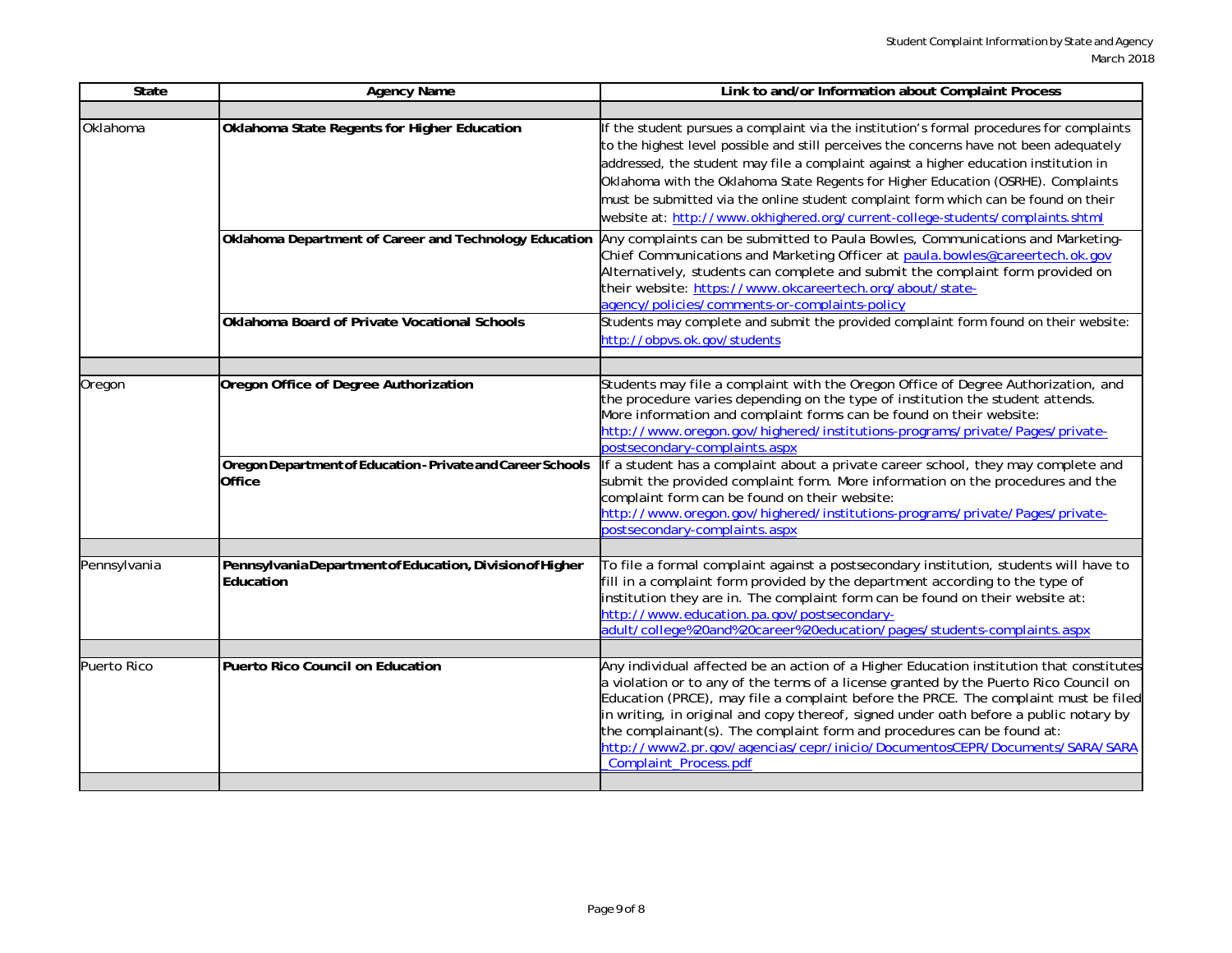| State | Agency Name | Link to and/or Information about Complaint Process |
|---|---|---|
| | | |
| Oklahoma | **Oklahoma State Regents for Higher Education** | If the student pursues a complaint via the institution's formal procedures for complaints to the highest level possible and still perceives the concerns have not been adequately addressed, the student may file a complaint against a higher education institution in Oklahoma with the Oklahoma State Regents for Higher Education (OSRHE). Complaints must be submitted via the online student complaint form which can be found on their website at: http://www.okhighered.org/current-college-students/complaints.shtml |
| | **Oklahoma Department of Career and Technology Education** | Any complaints can be submitted to Paula Bowles, Communications and Marketing-Chief Communications and Marketing Officer at paula.bowles@careertech.ok.gov Alternatively, students can complete and submit the complaint form provided on their website: https://www.okcareertech.org/about/state-agency/policies/comments-or-complaints-policy |
| | **Oklahoma Board of Private Vocational Schools** | Students may complete and submit the provided complaint form found on their website: http://obpvs.ok.gov/students |
| | | |
| Oregon | **Oregon Office of Degree Authorization** | Students may file a complaint with the Oregon Office of Degree Authorization, and the procedure varies depending on the type of institution the student attends. More information and complaint forms can be found on their website: http://www.oregon.gov/highered/institutions-programs/private/Pages/private-postsecondary-complaints.aspx |
| | **Oregon Department of Education - Private and Career Schools Office** | If a student has a complaint about a private career school, they may complete and submit the provided complaint form. More information on the procedures and the complaint form can be found on their website: http://www.oregon.gov/highered/institutions-programs/private/Pages/private-postsecondary-complaints.aspx |
| | | |
| Pennsylvania | **Pennsylvania Department of Education, Division of Higher Education** | To file a formal complaint against a postsecondary institution, students will have to fill in a complaint form provided by the department according to the type of institution they are in. The complaint form can be found on their website at: http://www.education.pa.gov/postsecondary-adult/college%20and%20career%20education/pages/students-complaints.aspx |
| | | |
| Puerto Rico | **Puerto Rico Council on Education** | Any individual affected be an action of a Higher Education institution that constitutes a violation or to any of the terms of a license granted by the Puerto Rico Council on Education (PRCE), may file a complaint before the PRCE. The complaint must be filed in writing, in original and copy thereof, signed under oath before a public notary by the complainant(s). The complaint form and procedures can be found at: http://www2.pr.gov/agencias/cepr/inicio/DocumentosCEPR/Documents/SARA/SARA_Complaint_Process.pdf |
| | | |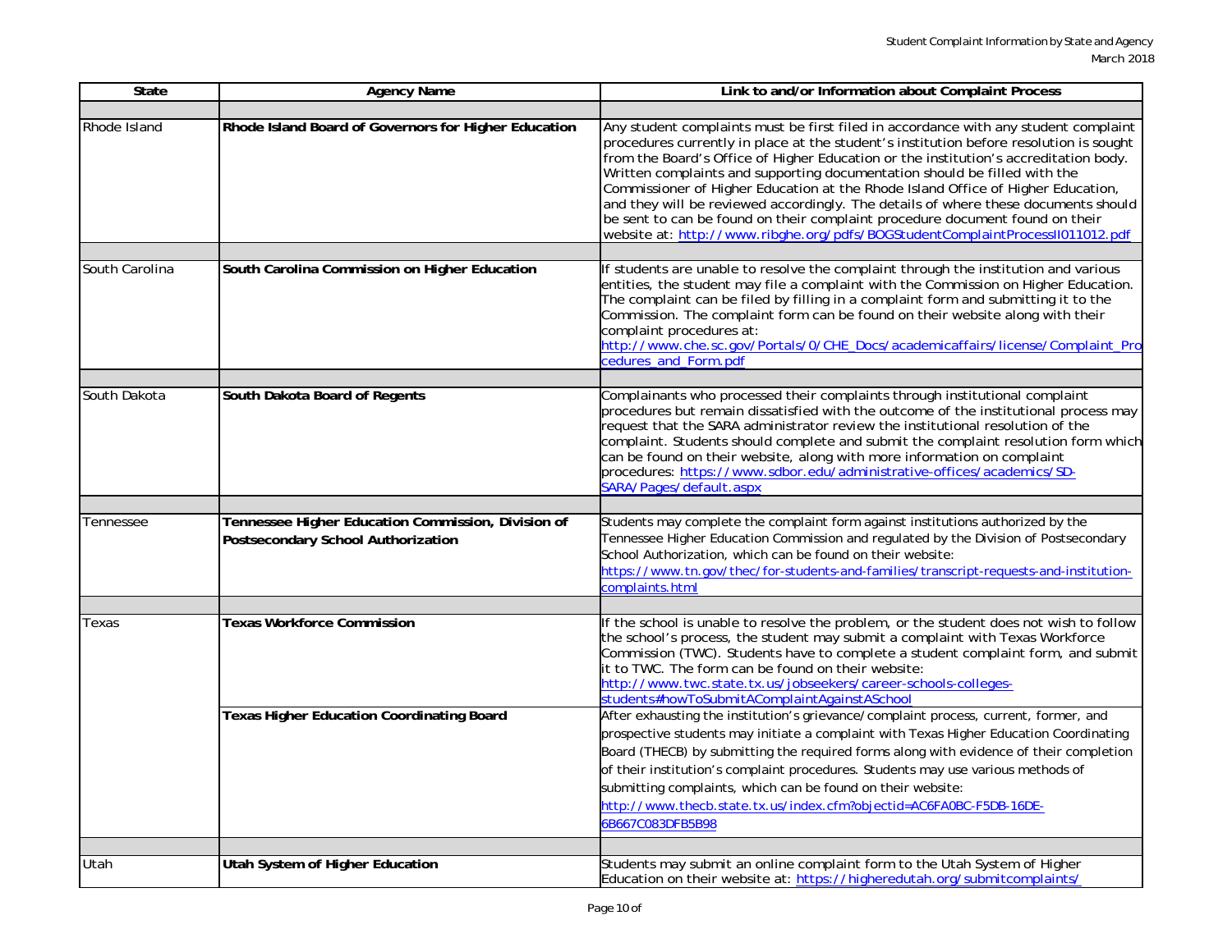| State | Agency Name | Link to and/or Information about Complaint Process |
|---|---|---|
| | | |
| Rhode Island | **Rhode Island Board of Governors for Higher Education** | Any student complaints must be first filed in accordance with any student complaint procedures currently in place at the student's institution before resolution is sought from the Board's Office of Higher Education or the institution's accreditation body. Written complaints and supporting documentation should be filled with the Commissioner of Higher Education at the Rhode Island Office of Higher Education, and they will be reviewed accordingly. The details of where these documents should be sent to can be found on their complaint procedure document found on their website at: http://www.ribghe.org/pdfs/BOGStudentComplaintProcessII011012.pdf |
| | | |
| South Carolina | **South Carolina Commission on Higher Education** | If students are unable to resolve the complaint through the institution and various entities, the student may file a complaint with the Commission on Higher Education. The complaint can be filed by filling in a complaint form and submitting it to the Commission. The complaint form can be found on their website along with their complaint procedures at: http://www.che.sc.gov/Portals/0/CHE_Docs/academicaffairs/license/Complaint_Procedures_and_Form.pdf |
| | | |
| South Dakota | **South Dakota Board of Regents** | Complainants who processed their complaints through institutional complaint procedures but remain dissatisfied with the outcome of the institutional process may request that the SARA administrator review the institutional resolution of the complaint. Students should complete and submit the complaint resolution form which can be found on their website, along with more information on complaint procedures: https://www.sdbor.edu/administrative-offices/academics/SD-SARA/Pages/default.aspx |
| | | |
| Tennessee | **Tennessee Higher Education Commission, Division of Postsecondary School Authorization** | Students may complete the complaint form against institutions authorized by the Tennessee Higher Education Commission and regulated by the Division of Postsecondary School Authorization, which can be found on their website: https://www.tn.gov/thec/for-students-and-families/transcript-requests-and-institution-complaints.html |
| | | |
| Texas | **Texas Workforce Commission** | If the school is unable to resolve the problem, or the student does not wish to follow the school's process, the student may submit a complaint with Texas Workforce Commission (TWC). Students have to complete a student complaint form, and submit it to TWC. The form can be found on their website: http://www.twc.state.tx.us/jobseekers/career-schools-colleges-students#howToSubmitAComplaintAgainstASchool |
| | **Texas Higher Education Coordinating Board** | After exhausting the institution's grievance/complaint process, current, former, and prospective students may initiate a complaint with Texas Higher Education Coordinating Board (THECB) by submitting the required forms along with evidence of their completion of their institution's complaint procedures. Students may use various methods of submitting complaints, which can be found on their website: http://www.thecb.state.tx.us/index.cfm?objectid=AC6FA0BC-F5DB-16DE-6B667C083DFB5B98 |
| | | |
| Utah | **Utah System of Higher Education** | Students may submit an online complaint form to the Utah System of Higher Education on their website at: https://higheredutah.org/submitcomplaints/ |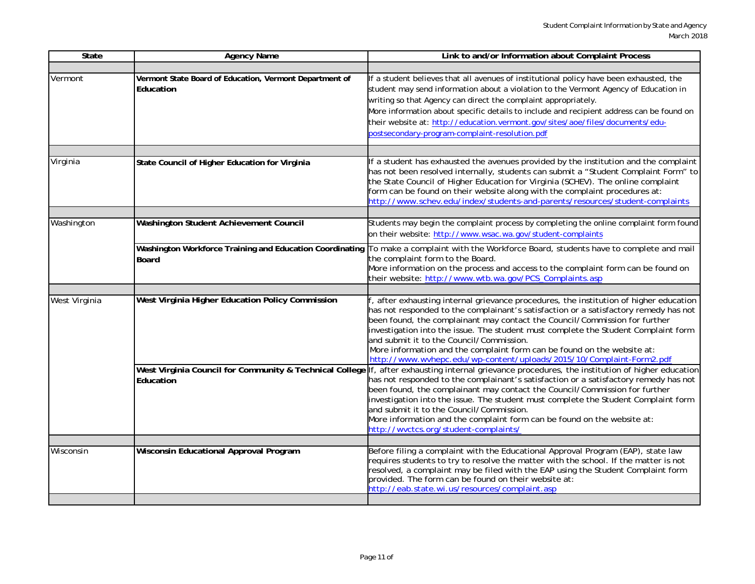| State | Agency Name | Link to and/or Information about Complaint Process |
|---|---|---|
| | | |
| Vermont | **Vermont State Board of Education, Vermont Department of Education** | If a student believes that all avenues of institutional policy have been exhausted, the student may send information about a violation to the Vermont Agency of Education in writing so that Agency can direct the complaint appropriately.<br>More information about specific details to include and recipient address can be found on their website at: http://education.vermont.gov/sites/aoe/files/documents/edu-postsecondary-program-complaint-resolution.pdf |
| | | |
| Virginia | **State Council of Higher Education for Virginia** | If a student has exhausted the avenues provided by the institution and the complaint has not been resolved internally, students can submit a "Student Complaint Form" to the State Council of Higher Education for Virginia (SCHEV). The online complaint form can be found on their website along with the complaint procedures at: http://www.schev.edu/index/students-and-parents/resources/student-complaints |
| | | |
| Washington | **Washington Student Achievement Council** | Students may begin the complaint process by completing the online complaint form found on their website: http://www.wsac.wa.gov/student-complaints |
| | **Washington Workforce Training and Education Coordinating Board** | To make a complaint with the Workforce Board, students have to complete and mail the complaint form to the Board.<br>More information on the process and access to the complaint form can be found on their website: http://www.wtb.wa.gov/PCS_Complaints.asp |
| | | |
| West Virginia | **West Virginia Higher Education Policy Commission** | f, after exhausting internal grievance procedures, the institution of higher education has not responded to the complainant's satisfaction or a satisfactory remedy has not been found, the complainant may contact the Council/Commission for further investigation into the issue. The student must complete the Student Complaint form and submit it to the Council/Commission.<br>More information and the complaint form can be found on the website at: http://www.wvhepc.edu/wp-content/uploads/2015/10/Complaint-Form2.pdf |
| | **West Virginia Council for Community & Technical College Education** | If, after exhausting internal grievance procedures, the institution of higher education has not responded to the complainant's satisfaction or a satisfactory remedy has not been found, the complainant may contact the Council/Commission for further investigation into the issue. The student must complete the Student Complaint form and submit it to the Council/Commission.<br>More information and the complaint form can be found on the website at: http://wvctcs.org/student-complaints/ |
| | | |
| Wisconsin | **Wisconsin Educational Approval Program** | Before filing a complaint with the Educational Approval Program (EAP), state law requires students to try to resolve the matter with the school. If the matter is not resolved, a complaint may be filed with the EAP using the Student Complaint form provided. The form can be found on their website at: http://eab.state.wi.us/resources/complaint.asp |
| | | |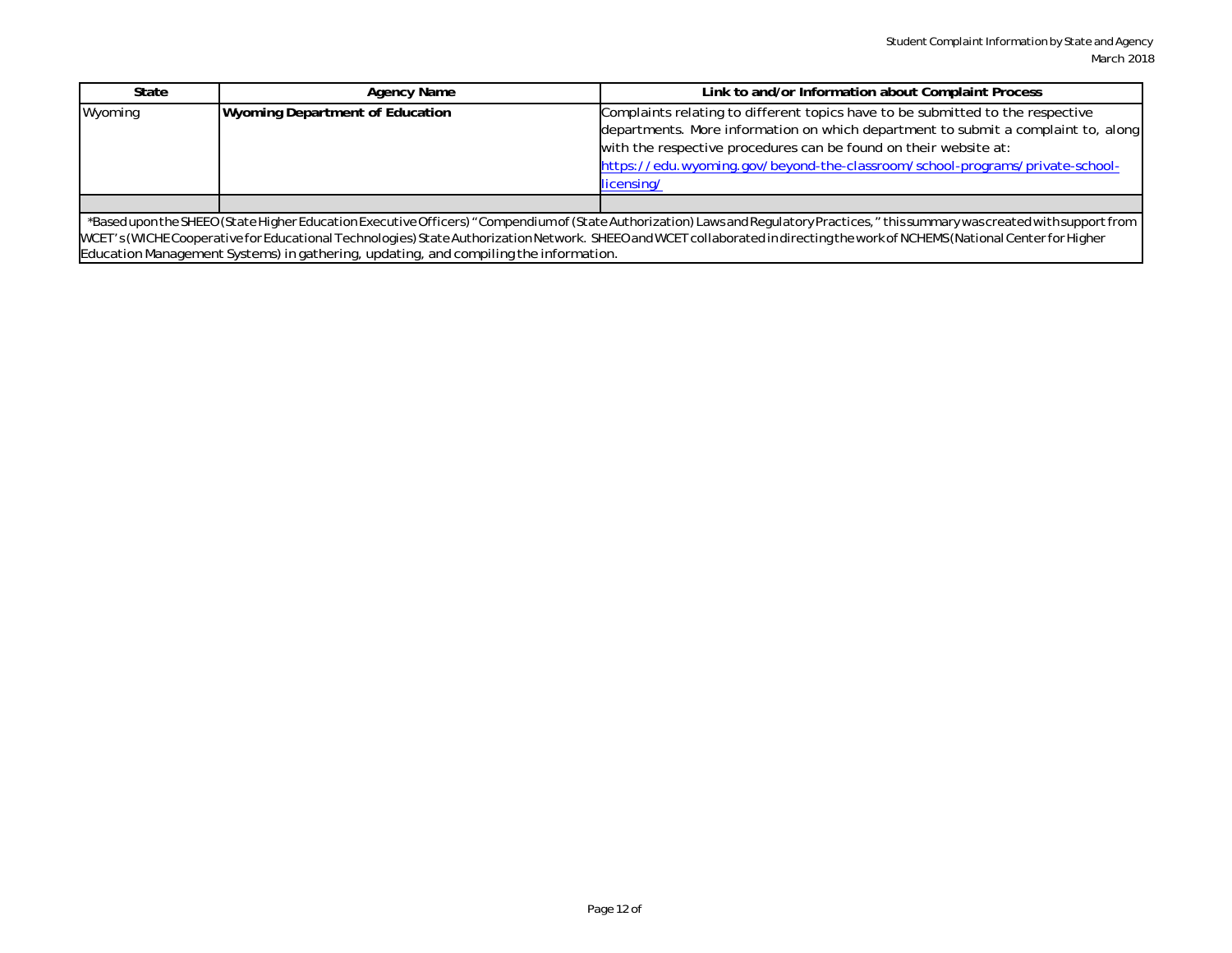| State | Agency Name | Link to and/or Information about Complaint Process |
| --- | --- | --- |
| Wyoming | **Wyoming Department of Education** | Complaints relating to different topics have to be submitted to the respective departments. More information on which department to submit a complaint to, along with the respective procedures can be found on their website at: https://edu.wyoming.gov/beyond-the-classroom/school-programs/private-school-licensing/ |
| | | |

*Based upon the SHEEO (State Higher Education Executive Officers) "Compendium of (State Authorization) Laws and Regulatory Practices," this summary was created with support from WCET's (WICHE Cooperative for Educational Technologies) State Authorization Network. SHEEO and WCET collaborated in directing the work of NCHEMS (National Center for Higher Education Management Systems) in gathering, updating, and compiling the information.